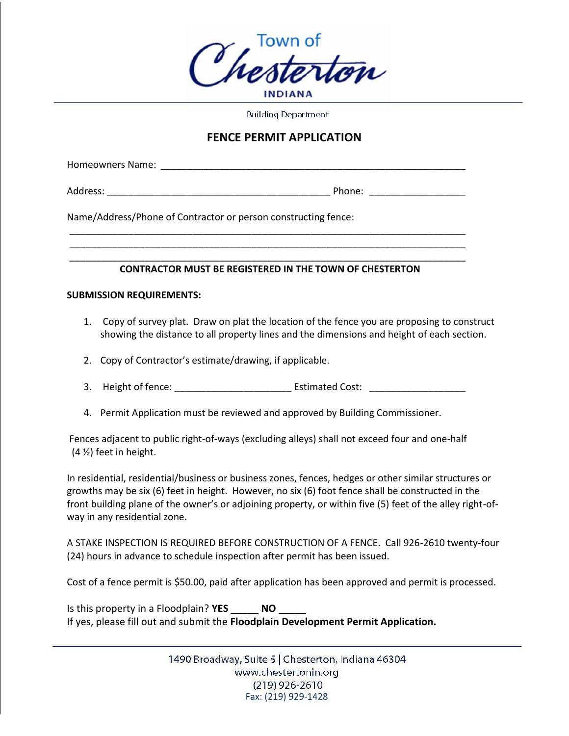Town of Chesterton
INDIANA

Building Department

# FENCE PERMIT APPLICATION

Homeowners Name: ___________________________________________________________

Address: ____________________________________________ Phone: __________________

Name/Address/Phone of Contractor or person constructing fence:

_____________________________________________________________________________

_____________________________________________________________________________

_____________________________________________________________________________

**CONTRACTOR MUST BE REGISTERED IN THE TOWN OF CHESTERTON**

**SUBMISSION REQUIREMENTS:**

1. Copy of survey plat. Draw on plat the location of the fence you are proposing to construct showing the distance to all property lines and the dimensions and height of each section.

2. Copy of Contractor's estimate/drawing, if applicable.

3. Height of fence: ______________________ Estimated Cost: __________________

4. Permit Application must be reviewed and approved by Building Commissioner.

Fences adjacent to public right-of-ways (excluding alleys) shall not exceed four and one-half (4 ½) feet in height.

In residential, residential/business or business zones, fences, hedges or other similar structures or growths may be six (6) feet in height. However, no six (6) foot fence shall be constructed in the front building plane of the owner's or adjoining property, or within five (5) feet of the alley right-of-way in any residential zone.

A STAKE INSPECTION IS REQUIRED BEFORE CONSTRUCTION OF A FENCE. Call 926-2610 twenty-four (24) hours in advance to schedule inspection after permit has been issued.

Cost of a fence permit is $50.00, paid after application has been approved and permit is processed.

Is this property in a Floodplain? **YES** _____ **NO** _____

If yes, please fill out and submit the **Floodplain Development Permit Application.**

1490 Broadway, Suite 5 | Chesterton, Indiana 46304
www.chestertonin.org
(219) 926-2610
Fax: (219) 929-1428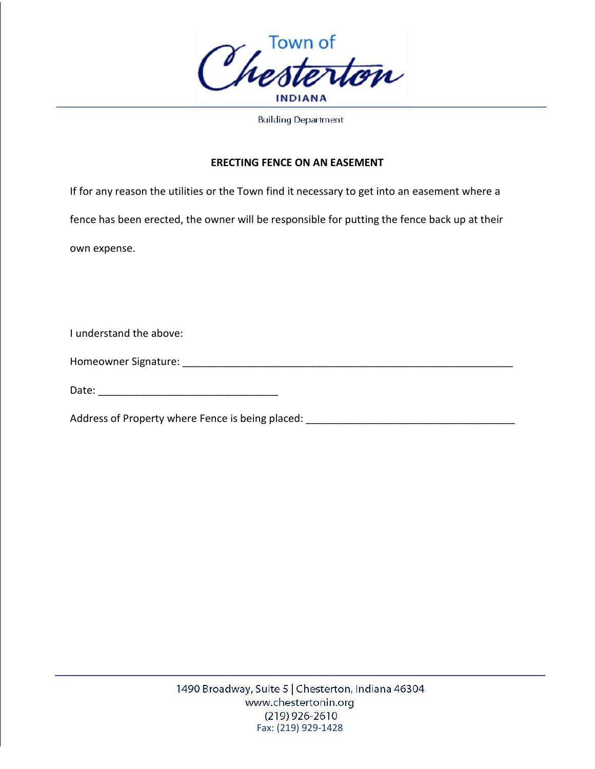Town of Chesterton INDIANA

Building Department

## ERECTING FENCE ON AN EASEMENT

If for any reason the utilities or the Town find it necessary to get into an easement where a fence has been erected, the owner will be responsible for putting the fence back up at their own expense.

I understand the above:

Homeowner Signature: ___________________________________________________________

Date: ______________________________

Address of Property where Fence is being placed: ___________________________________

1490 Broadway, Suite 5 | Chesterton, Indiana 46304
www.chestertonin.org
(219) 926-2610
Fax: (219) 929-1428